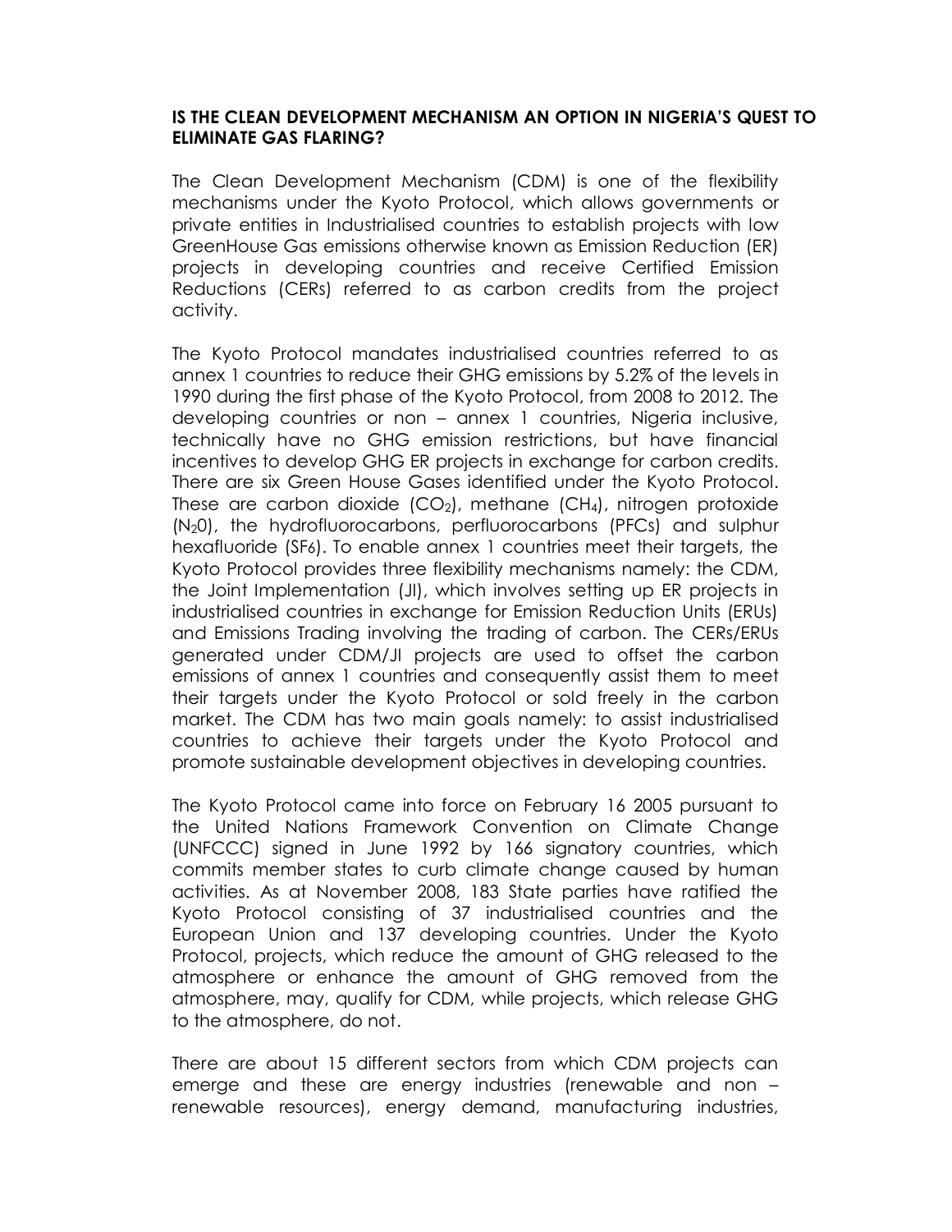**IS THE CLEAN DEVELOPMENT MECHANISM AN OPTION IN NIGERIA'S QUEST TO ELIMINATE GAS FLARING?**

The Clean Development Mechanism (CDM) is one of the flexibility mechanisms under the Kyoto Protocol, which allows governments or private entities in Industrialised countries to establish projects with low GreenHouse Gas emissions otherwise known as Emission Reduction (ER) projects in developing countries and receive Certified Emission Reductions (CERs) referred to as carbon credits from the project activity.

The Kyoto Protocol mandates industrialised countries referred to as annex 1 countries to reduce their GHG emissions by 5.2% of the levels in 1990 during the first phase of the Kyoto Protocol, from 2008 to 2012. The developing countries or non – annex 1 countries, Nigeria inclusive, technically have no GHG emission restrictions, but have financial incentives to develop GHG ER projects in exchange for carbon credits. There are six Green House Gases identified under the Kyoto Protocol. These are carbon dioxide ($CO_2$), methane ($CH_4$), nitrogen protoxide ($N_20$), the hydrofluorocarbons, perfluorocarbons (PFCs) and sulphur hexafluoride ($SF_6$). To enable annex 1 countries meet their targets, the Kyoto Protocol provides three flexibility mechanisms namely: the CDM, the Joint Implementation (JI), which involves setting up ER projects in industrialised countries in exchange for Emission Reduction Units (ERUs) and Emissions Trading involving the trading of carbon. The CERs/ERUs generated under CDM/JI projects are used to offset the carbon emissions of annex 1 countries and consequently assist them to meet their targets under the Kyoto Protocol or sold freely in the carbon market. The CDM has two main goals namely: to assist industrialised countries to achieve their targets under the Kyoto Protocol and promote sustainable development objectives in developing countries.

The Kyoto Protocol came into force on February 16 2005 pursuant to the United Nations Framework Convention on Climate Change (UNFCCC) signed in June 1992 by 166 signatory countries, which commits member states to curb climate change caused by human activities. As at November 2008, 183 State parties have ratified the Kyoto Protocol consisting of 37 industrialised countries and the European Union and 137 developing countries. Under the Kyoto Protocol, projects, which reduce the amount of GHG released to the atmosphere or enhance the amount of GHG removed from the atmosphere, may, qualify for CDM, while projects, which release GHG to the atmosphere, do not.

There are about 15 different sectors from which CDM projects can emerge and these are energy industries (renewable and non – renewable resources), energy demand, manufacturing industries,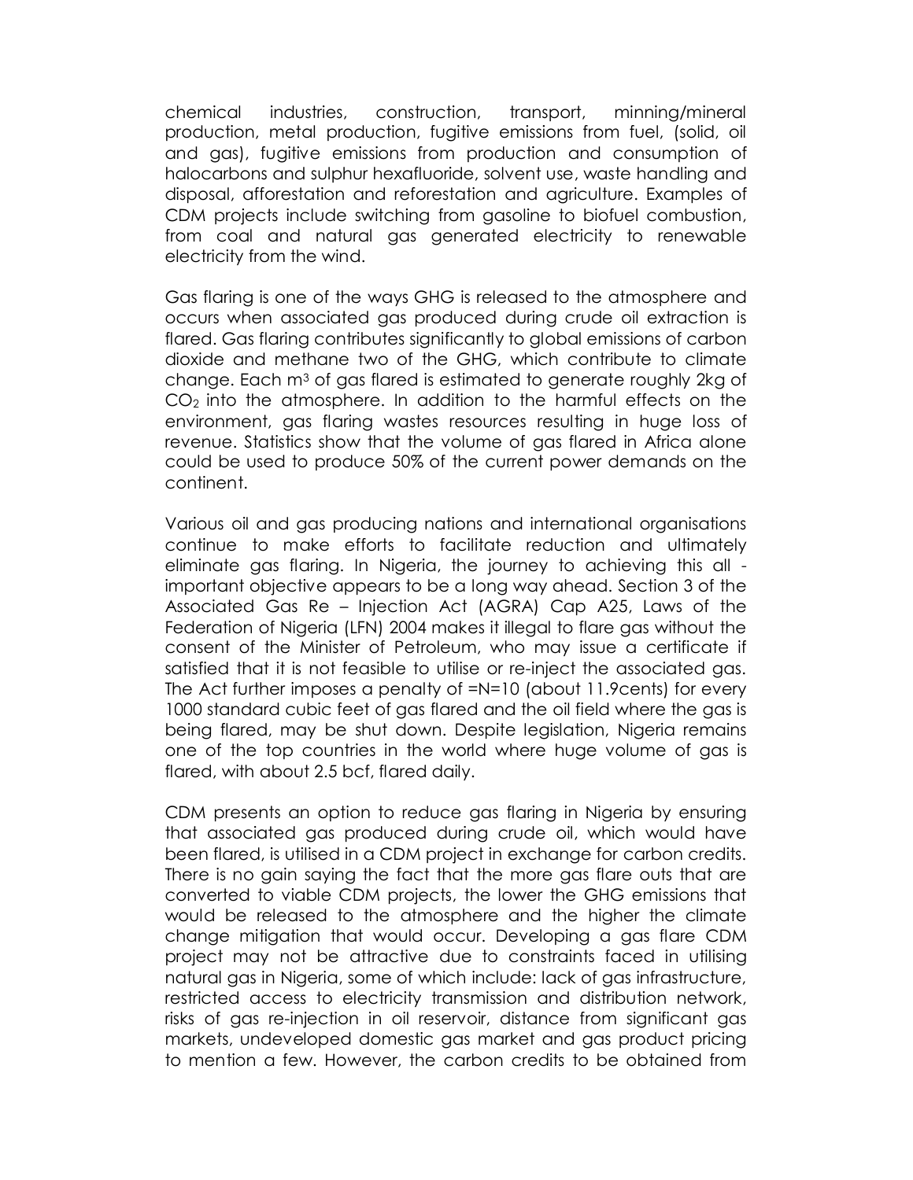chemical industries, construction, transport, minning/mineral production, metal production, fugitive emissions from fuel, (solid, oil and gas), fugitive emissions from production and consumption of halocarbons and sulphur hexafluoride, solvent use, waste handling and disposal, afforestation and reforestation and agriculture. Examples of CDM projects include switching from gasoline to biofuel combustion, from coal and natural gas generated electricity to renewable electricity from the wind.

Gas flaring is one of the ways GHG is released to the atmosphere and occurs when associated gas produced during crude oil extraction is flared. Gas flaring contributes significantly to global emissions of carbon dioxide and methane two of the GHG, which contribute to climate change. Each $m^3$ of gas flared is estimated to generate roughly 2kg of $CO_2$ into the atmosphere. In addition to the harmful effects on the environment, gas flaring wastes resources resulting in huge loss of revenue. Statistics show that the volume of gas flared in Africa alone could be used to produce 50% of the current power demands on the continent.

Various oil and gas producing nations and international organisations continue to make efforts to facilitate reduction and ultimately eliminate gas flaring. In Nigeria, the journey to achieving this all - important objective appears to be a long way ahead. Section 3 of the Associated Gas Re – Injection Act (AGRA) Cap A25, Laws of the Federation of Nigeria (LFN) 2004 makes it illegal to flare gas without the consent of the Minister of Petroleum, who may issue a certificate if satisfied that it is not feasible to utilise or re-inject the associated gas. The Act further imposes a penalty of =N=10 (about 11.9cents) for every 1000 standard cubic feet of gas flared and the oil field where the gas is being flared, may be shut down. Despite legislation, Nigeria remains one of the top countries in the world where huge volume of gas is flared, with about 2.5 bcf, flared daily.

CDM presents an option to reduce gas flaring in Nigeria by ensuring that associated gas produced during crude oil, which would have been flared, is utilised in a CDM project in exchange for carbon credits. There is no gain saying the fact that the more gas flare outs that are converted to viable CDM projects, the lower the GHG emissions that would be released to the atmosphere and the higher the climate change mitigation that would occur. Developing a gas flare CDM project may not be attractive due to constraints faced in utilising natural gas in Nigeria, some of which include: lack of gas infrastructure, restricted access to electricity transmission and distribution network, risks of gas re-injection in oil reservoir, distance from significant gas markets, undeveloped domestic gas market and gas product pricing to mention a few. However, the carbon credits to be obtained from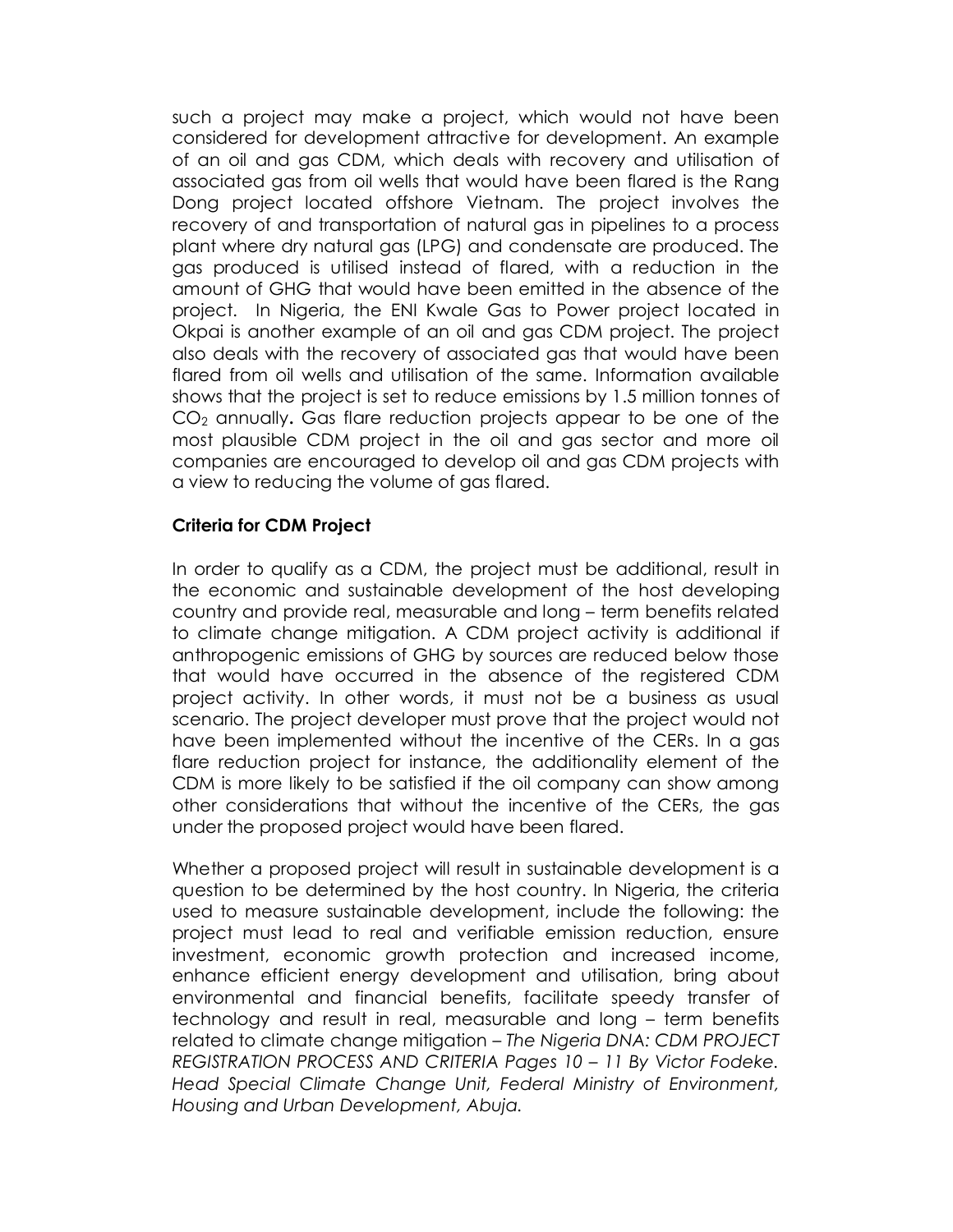such a project may make a project, which would not have been considered for development attractive for development. An example of an oil and gas CDM, which deals with recovery and utilisation of associated gas from oil wells that would have been flared is the Rang Dong project located offshore Vietnam. The project involves the recovery of and transportation of natural gas in pipelines to a process plant where dry natural gas (LPG) and condensate are produced. The gas produced is utilised instead of flared, with a reduction in the amount of GHG that would have been emitted in the absence of the project. In Nigeria, the ENI Kwale Gas to Power project located in Okpai is another example of an oil and gas CDM project. The project also deals with the recovery of associated gas that would have been flared from oil wells and utilisation of the same. Information available shows that the project is set to reduce emissions by 1.5 million tonnes of $CO_2$ annually**.** Gas flare reduction projects appear to be one of the most plausible CDM project in the oil and gas sector and more oil companies are encouraged to develop oil and gas CDM projects with a view to reducing the volume of gas flared.

**Criteria for CDM Project**

In order to qualify as a CDM, the project must be additional, result in the economic and sustainable development of the host developing country and provide real, measurable and long – term benefits related to climate change mitigation. A CDM project activity is additional if anthropogenic emissions of GHG by sources are reduced below those that would have occurred in the absence of the registered CDM project activity. In other words, it must not be a business as usual scenario. The project developer must prove that the project would not have been implemented without the incentive of the CERs. In a gas flare reduction project for instance, the additionality element of the CDM is more likely to be satisfied if the oil company can show among other considerations that without the incentive of the CERs, the gas under the proposed project would have been flared.

Whether a proposed project will result in sustainable development is a question to be determined by the host country. In Nigeria, the criteria used to measure sustainable development, include the following: the project must lead to real and verifiable emission reduction, ensure investment, economic growth protection and increased income, enhance efficient energy development and utilisation, bring about environmental and financial benefits, facilitate speedy transfer of technology and result in real, measurable and long – term benefits related to climate change mitigation – *The Nigeria DNA: CDM PROJECT REGISTRATION PROCESS AND CRITERIA Pages 10 – 11 By Victor Fodeke. Head Special Climate Change Unit, Federal Ministry of Environment, Housing and Urban Development, Abuja.*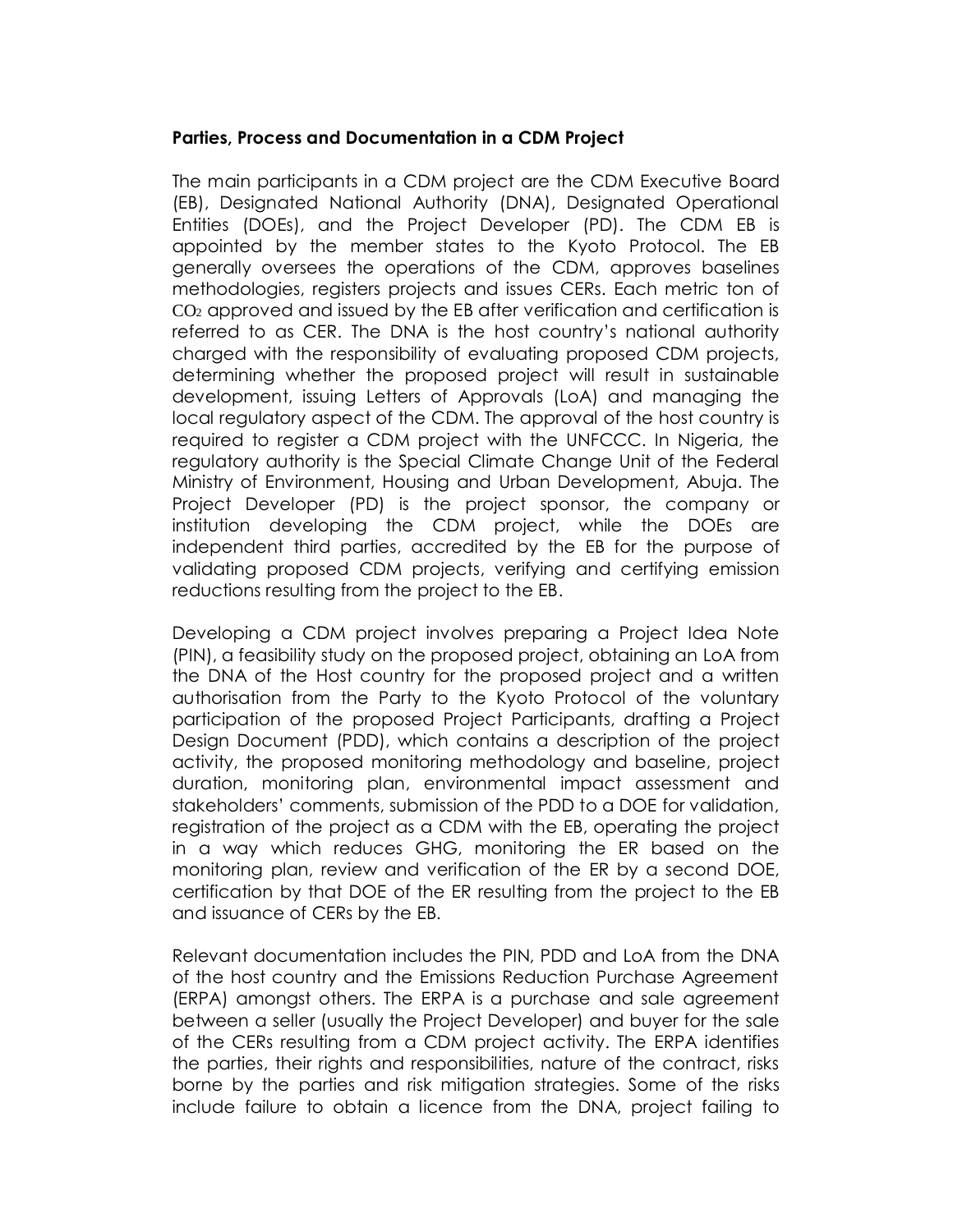**Parties, Process and Documentation in a CDM Project**

The main participants in a CDM project are the CDM Executive Board (EB), Designated National Authority (DNA), Designated Operational Entities (DOEs), and the Project Developer (PD). The CDM EB is appointed by the member states to the Kyoto Protocol. The EB generally oversees the operations of the CDM, approves baselines methodologies, registers projects and issues CERs. Each metric ton of $CO_2$ approved and issued by the EB after verification and certification is referred to as CER. The DNA is the host country's national authority charged with the responsibility of evaluating proposed CDM projects, determining whether the proposed project will result in sustainable development, issuing Letters of Approvals (LoA) and managing the local regulatory aspect of the CDM. The approval of the host country is required to register a CDM project with the UNFCCC. In Nigeria, the regulatory authority is the Special Climate Change Unit of the Federal Ministry of Environment, Housing and Urban Development, Abuja. The Project Developer (PD) is the project sponsor, the company or institution developing the CDM project, while the DOEs are independent third parties, accredited by the EB for the purpose of validating proposed CDM projects, verifying and certifying emission reductions resulting from the project to the EB.

Developing a CDM project involves preparing a Project Idea Note (PIN), a feasibility study on the proposed project, obtaining an LoA from the DNA of the Host country for the proposed project and a written authorisation from the Party to the Kyoto Protocol of the voluntary participation of the proposed Project Participants, drafting a Project Design Document (PDD), which contains a description of the project activity, the proposed monitoring methodology and baseline, project duration, monitoring plan, environmental impact assessment and stakeholders' comments, submission of the PDD to a DOE for validation, registration of the project as a CDM with the EB, operating the project in a way which reduces GHG, monitoring the ER based on the monitoring plan, review and verification of the ER by a second DOE, certification by that DOE of the ER resulting from the project to the EB and issuance of CERs by the EB.

Relevant documentation includes the PIN, PDD and LoA from the DNA of the host country and the Emissions Reduction Purchase Agreement (ERPA) amongst others. The ERPA is a purchase and sale agreement between a seller (usually the Project Developer) and buyer for the sale of the CERs resulting from a CDM project activity. The ERPA identifies the parties, their rights and responsibilities, nature of the contract, risks borne by the parties and risk mitigation strategies. Some of the risks include failure to obtain a licence from the DNA, project failing to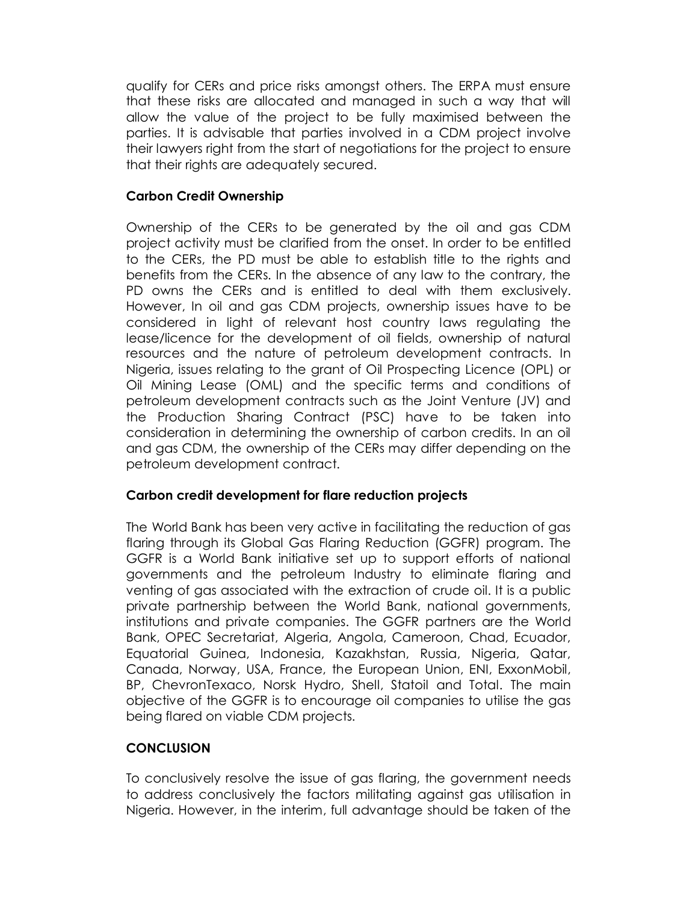qualify for CERs and price risks amongst others. The ERPA must ensure that these risks are allocated and managed in such a way that will allow the value of the project to be fully maximised between the parties. It is advisable that parties involved in a CDM project involve their lawyers right from the start of negotiations for the project to ensure that their rights are adequately secured.

**Carbon Credit Ownership**

Ownership of the CERs to be generated by the oil and gas CDM project activity must be clarified from the onset. In order to be entitled to the CERs, the PD must be able to establish title to the rights and benefits from the CERs. In the absence of any law to the contrary, the PD owns the CERs and is entitled to deal with them exclusively. However, In oil and gas CDM projects, ownership issues have to be considered in light of relevant host country laws regulating the lease/licence for the development of oil fields, ownership of natural resources and the nature of petroleum development contracts. In Nigeria, issues relating to the grant of Oil Prospecting Licence (OPL) or Oil Mining Lease (OML) and the specific terms and conditions of petroleum development contracts such as the Joint Venture (JV) and the Production Sharing Contract (PSC) have to be taken into consideration in determining the ownership of carbon credits. In an oil and gas CDM, the ownership of the CERs may differ depending on the petroleum development contract.

**Carbon credit development for flare reduction projects**

The World Bank has been very active in facilitating the reduction of gas flaring through its Global Gas Flaring Reduction (GGFR) program. The GGFR is a World Bank initiative set up to support efforts of national governments and the petroleum Industry to eliminate flaring and venting of gas associated with the extraction of crude oil. It is a public private partnership between the World Bank, national governments, institutions and private companies. The GGFR partners are the World Bank, OPEC Secretariat, Algeria, Angola, Cameroon, Chad, Ecuador, Equatorial Guinea, Indonesia, Kazakhstan, Russia, Nigeria, Qatar, Canada, Norway, USA, France, the European Union, ENI, ExxonMobil, BP, ChevronTexaco, Norsk Hydro, Shell, Statoil and Total. The main objective of the GGFR is to encourage oil companies to utilise the gas being flared on viable CDM projects.

**CONCLUSION**

To conclusively resolve the issue of gas flaring, the government needs to address conclusively the factors militating against gas utilisation in Nigeria. However, in the interim, full advantage should be taken of the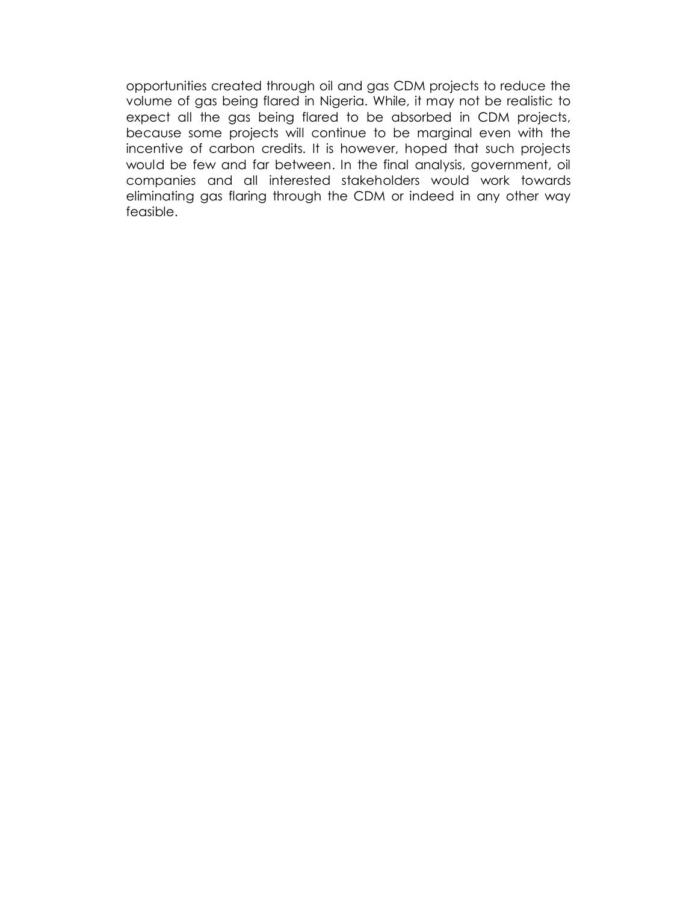opportunities created through oil and gas CDM projects to reduce the volume of gas being flared in Nigeria. While, it may not be realistic to expect all the gas being flared to be absorbed in CDM projects, because some projects will continue to be marginal even with the incentive of carbon credits. It is however, hoped that such projects would be few and far between. In the final analysis, government, oil companies and all interested stakeholders would work towards eliminating gas flaring through the CDM or indeed in any other way feasible.